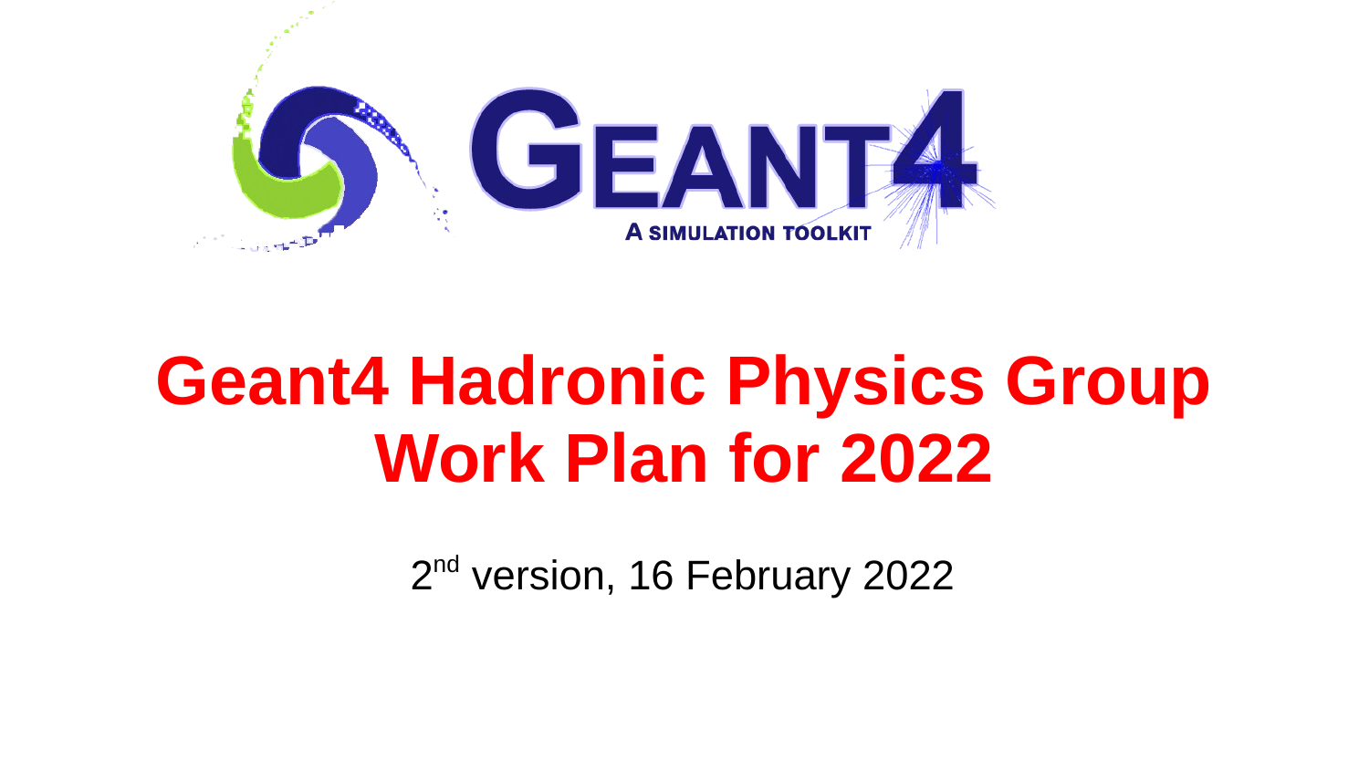GEANT4

A SIMULATION TOOLKIT

# Geant4 Hadronic Physics Group Work Plan for 2022

2nd version, 16 February 2022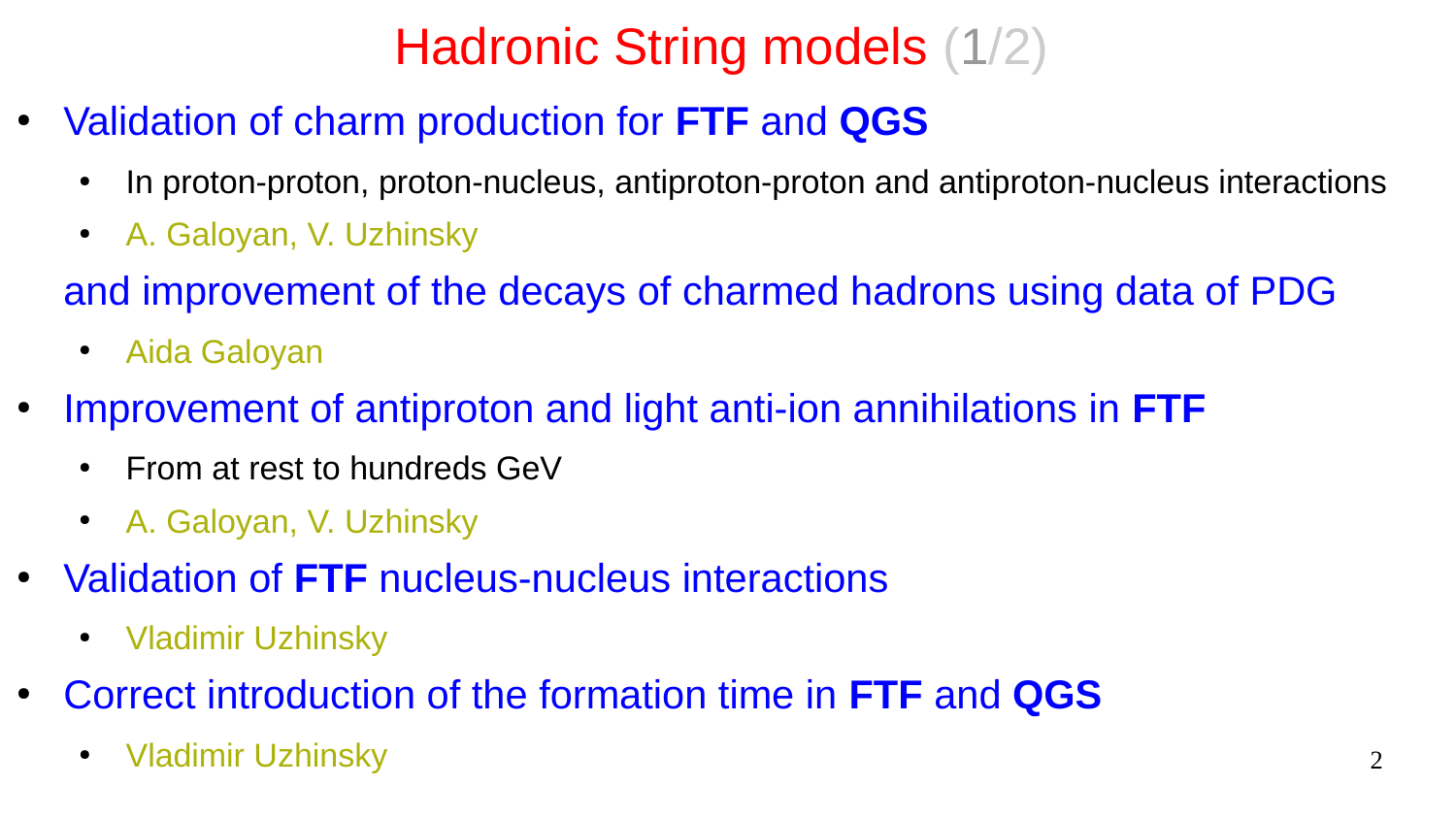# Hadronic String models (1/2)

- Validation of charm production for **FTF** and **QGS**
  - In proton-proton, proton-nucleus, antiproton-proton and antiproton-nucleus interactions
  - A. Galoyan, V. Uzhinsky

  and improvement of the decays of charmed hadrons using data of PDG
  - Aida Galoyan
- Improvement of antiproton and light anti-ion annihilations in **FTF**
  - From at rest to hundreds GeV
  - A. Galoyan, V. Uzhinsky
- Validation of **FTF** nucleus-nucleus interactions
  - Vladimir Uzhinsky
- Correct introduction of the formation time in **FTF** and **QGS**
  - Vladimir Uzhinsky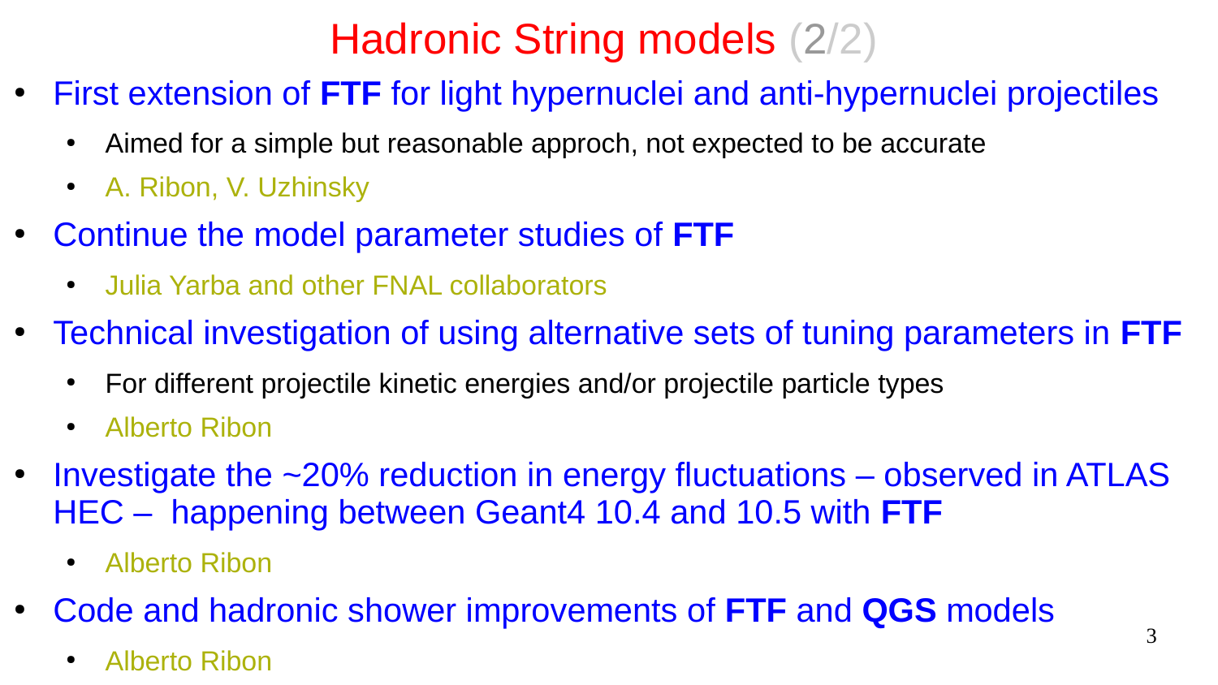# Hadronic String models (2/2)

- First extension of **FTF** for light hypernuclei and anti-hypernuclei projectiles
  - Aimed for a simple but reasonable approch, not expected to be accurate
  - A. Ribon, V. Uzhinsky
- Continue the model parameter studies of **FTF**
  - Julia Yarba and other FNAL collaborators
- Technical investigation of using alternative sets of tuning parameters in **FTF**
  - For different projectile kinetic energies and/or projectile particle types
  - Alberto Ribon
- Investigate the ~20% reduction in energy fluctuations – observed in ATLAS HEC – happening between Geant4 10.4 and 10.5 with **FTF**
  - Alberto Ribon
- Code and hadronic shower improvements of **FTF** and **QGS** models
  - Alberto Ribon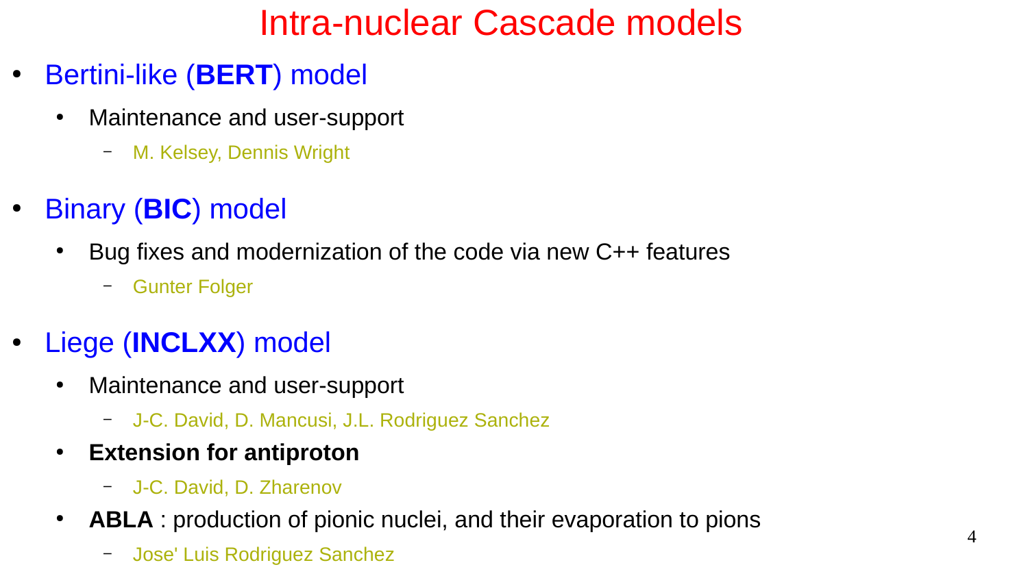# Intra-nuclear Cascade models

- Bertini-like (**BERT**) model
  - Maintenance and user-support
    - M. Kelsey, Dennis Wright
- Binary (**BIC**) model
  - Bug fixes and modernization of the code via new C++ features
    - Gunter Folger
- Liege (**INCLXX**) model
  - Maintenance and user-support
    - J-C. David, D. Mancusi, J.L. Rodriguez Sanchez
  - **Extension for antiproton**
    - J-C. David, D. Zharenov
  - **ABLA** : production of pionic nuclei, and their evaporation to pions
    - Jose' Luis Rodriguez Sanchez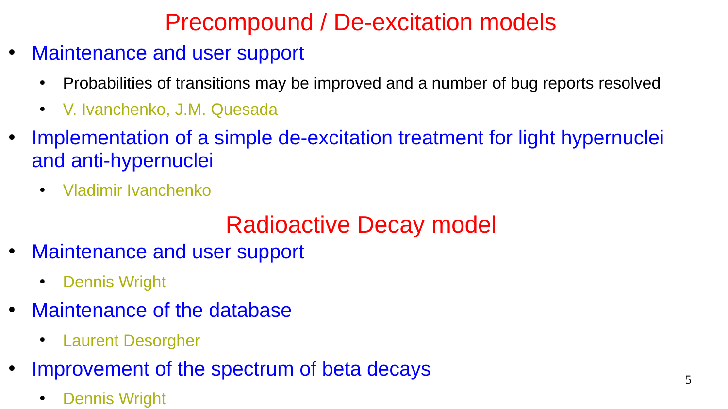# Precompound / De-excitation models

- Maintenance and user support
  - Probabilities of transitions may be improved and a number of bug reports resolved
  - V. Ivanchenko, J.M. Quesada
- Implementation of a simple de-excitation treatment for light hypernuclei and anti-hypernuclei
  - Vladimir Ivanchenko

# Radioactive Decay model

- Maintenance and user support
  - Dennis Wright
- Maintenance of the database
  - Laurent Desorgher
- Improvement of the spectrum of beta decays
  - Dennis Wright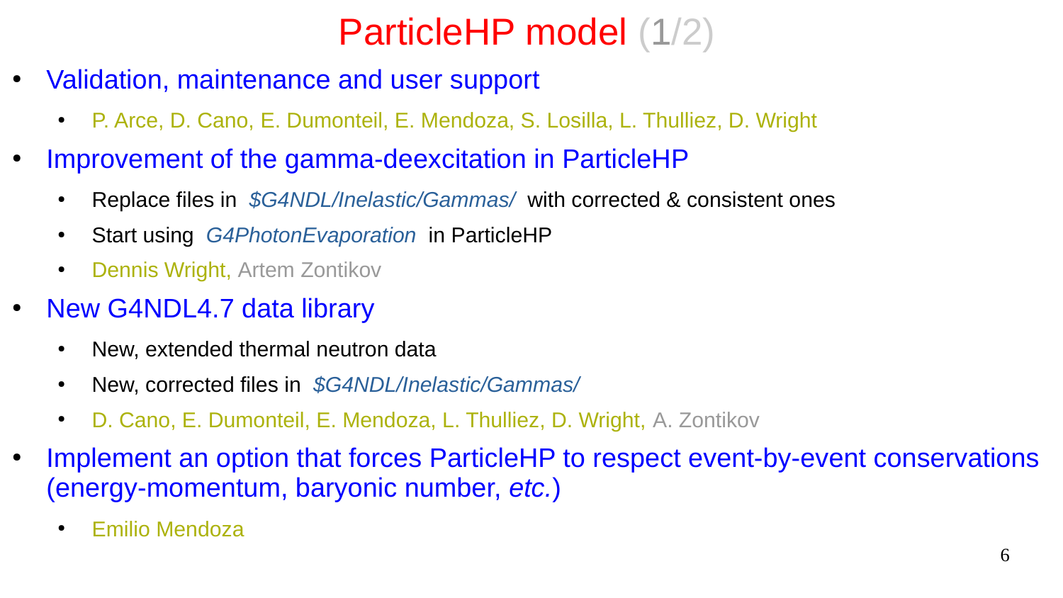# ParticleHP model (1/2)

- Validation, maintenance and user support
  - P. Arce, D. Cano, E. Dumonteil, E. Mendoza, S. Losilla, L. Thulliez, D. Wright
- Improvement of the gamma-deexcitation in ParticleHP
  - Replace files in *$G4NDL/Inelastic/Gammas/* with corrected & consistent ones
  - Start using *G4PhotonEvaporation* in ParticleHP
  - Dennis Wright, Artem Zontikov
- New G4NDL4.7 data library
  - New, extended thermal neutron data
  - New, corrected files in *$G4NDL/Inelastic/Gammas/*
  - D. Cano, E. Dumonteil, E. Mendoza, L. Thulliez, D. Wright, A. Zontikov
- Implement an option that forces ParticleHP to respect event-by-event conservations (energy-momentum, baryonic number, *etc.*)
  - Emilio Mendoza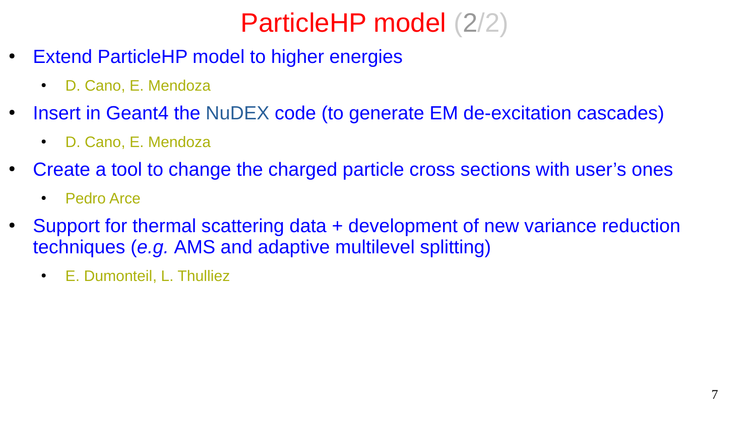# ParticleHP model (2/2)

- Extend ParticleHP model to higher energies
  - D. Cano, E. Mendoza
- Insert in Geant4 the NuDEX code (to generate EM de-excitation cascades)
  - D. Cano, E. Mendoza
- Create a tool to change the charged particle cross sections with user's ones
  - Pedro Arce
- Support for thermal scattering data + development of new variance reduction techniques (*e.g.* AMS and adaptive multilevel splitting)
  - E. Dumonteil, L. Thulliez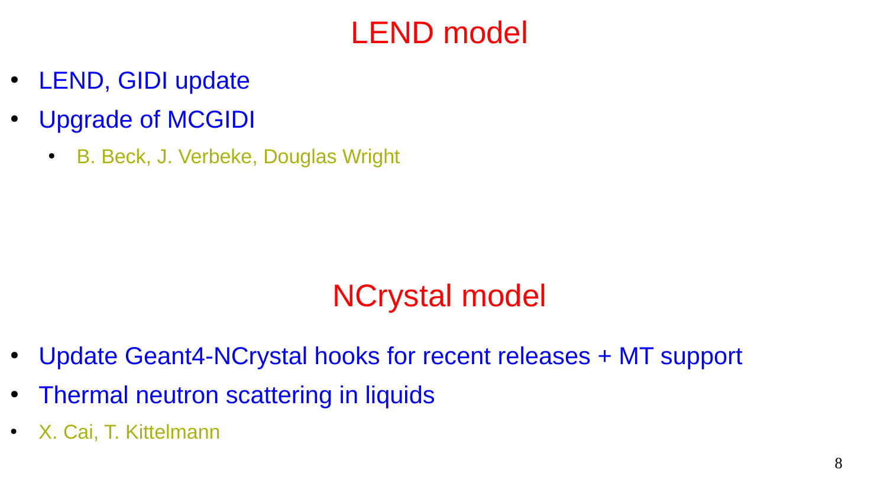# LEND model

- LEND, GIDI update
- Upgrade of MCGIDI
  - B. Beck, J. Verbeke, Douglas Wright

# NCrystal model

- Update Geant4-NCrystal hooks for recent releases + MT support
- Thermal neutron scattering in liquids
- X. Cai, T. Kittelmann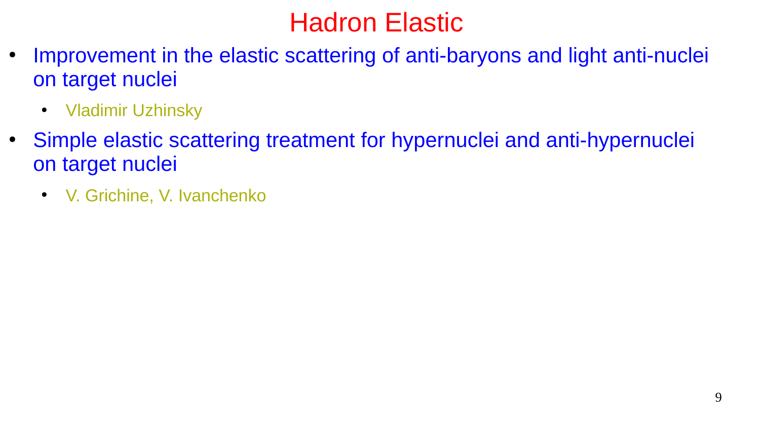# Hadron Elastic

- Improvement in the elastic scattering of anti-baryons and light anti-nuclei on target nuclei
  - Vladimir Uzhinsky
- Simple elastic scattering treatment for hypernuclei and anti-hypernuclei on target nuclei
  - V. Grichine, V. Ivanchenko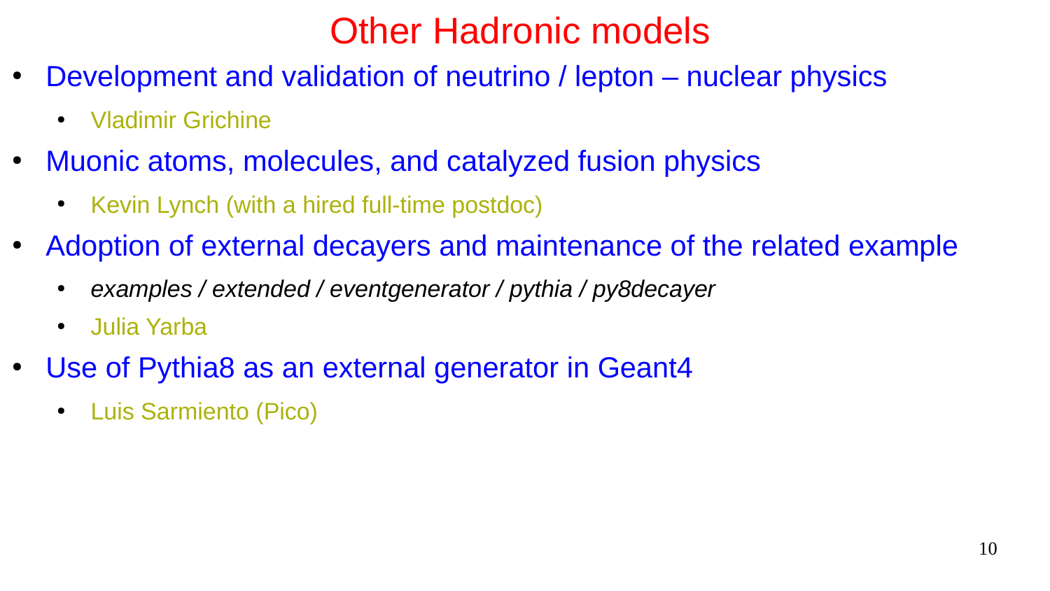# Other Hadronic models

- Development and validation of neutrino / lepton – nuclear physics
  - Vladimir Grichine
- Muonic atoms, molecules, and catalyzed fusion physics
  - Kevin Lynch (with a hired full-time postdoc)
- Adoption of external decayers and maintenance of the related example
  - *examples / extended / eventgenerator / pythia / py8decayer*
  - Julia Yarba
- Use of Pythia8 as an external generator in Geant4
  - Luis Sarmiento (Pico)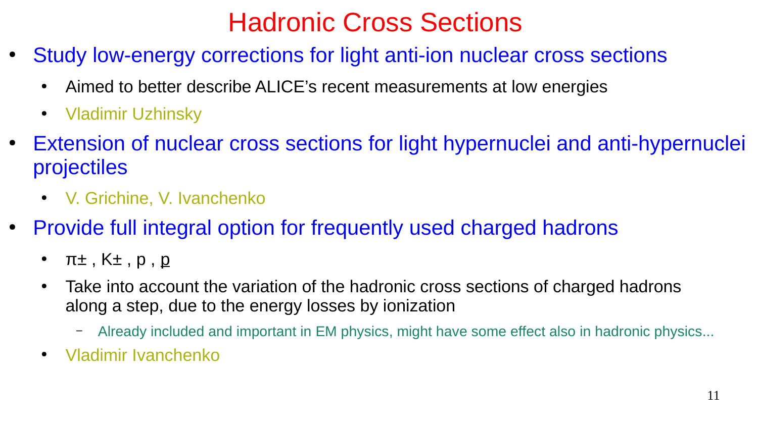# Hadronic Cross Sections

- Study low-energy corrections for light anti-ion nuclear cross sections
  - Aimed to better describe ALICE's recent measurements at low energies
  - Vladimir Uzhinsky
- Extension of nuclear cross sections for light hypernuclei and anti-hypernuclei projectiles
  - V. Grichine, V. Ivanchenko
- Provide full integral option for frequently used charged hadrons
  - $\pi\pm$ , $K\pm$ , p , $\underline{p}$
  - Take into account the variation of the hadronic cross sections of charged hadrons along a step, due to the energy losses by ionization
    - Already included and important in EM physics, might have some effect also in hadronic physics...
  - Vladimir Ivanchenko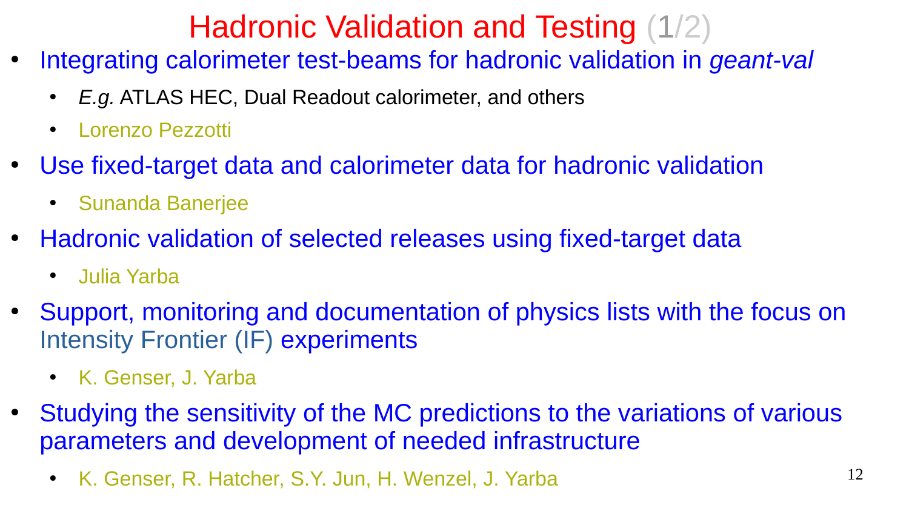# Hadronic Validation and Testing (1/2)

- Integrating calorimeter test-beams for hadronic validation in *geant-val*
  - *E.g.* ATLAS HEC, Dual Readout calorimeter, and others
  - Lorenzo Pezzotti
- Use fixed-target data and calorimeter data for hadronic validation
  - Sunanda Banerjee
- Hadronic validation of selected releases using fixed-target data
  - Julia Yarba
- Support, monitoring and documentation of physics lists with the focus on Intensity Frontier (IF) experiments
  - K. Genser, J. Yarba
- Studying the sensitivity of the MC predictions to the variations of various parameters and development of needed infrastructure
  - K. Genser, R. Hatcher, S.Y. Jun, H. Wenzel, J. Yarba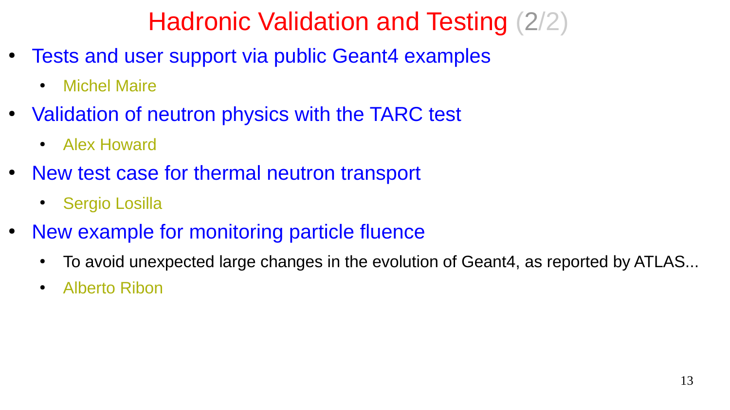# Hadronic Validation and Testing (2/2)

- Tests and user support via public Geant4 examples
  - Michel Maire
- Validation of neutron physics with the TARC test
  - Alex Howard
- New test case for thermal neutron transport
  - Sergio Losilla
- New example for monitoring particle fluence
  - To avoid unexpected large changes in the evolution of Geant4, as reported by ATLAS...
  - Alberto Ribon